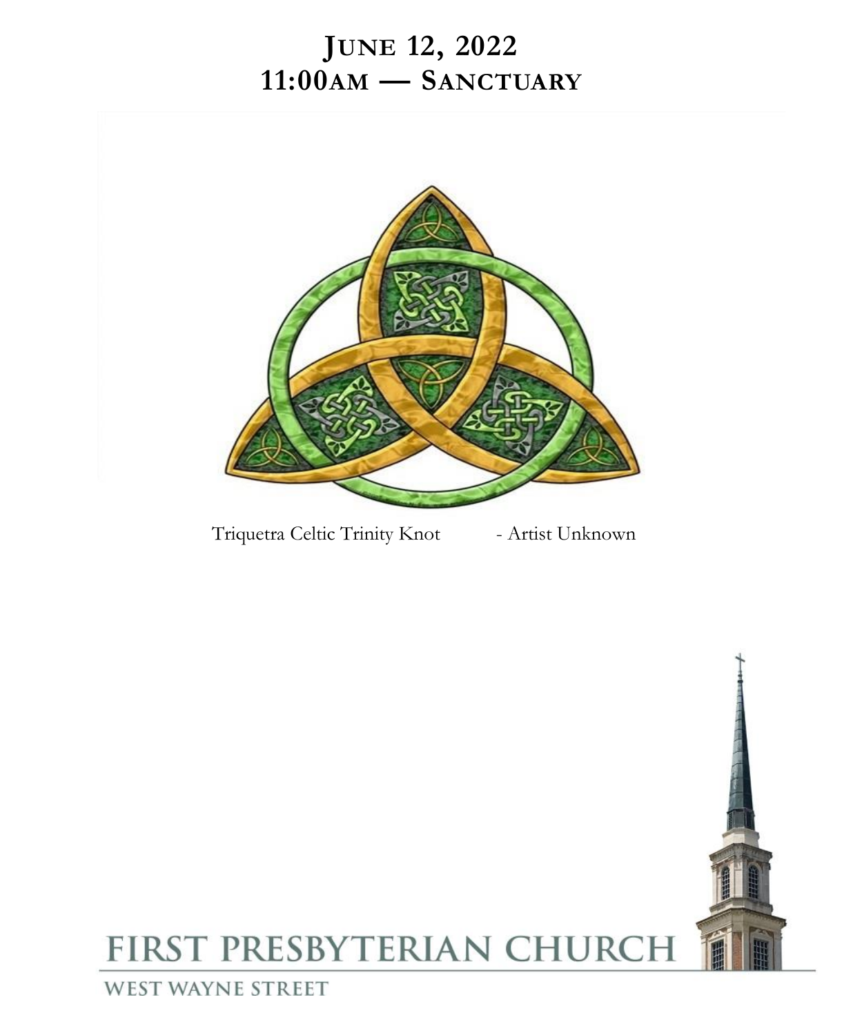# June 12, 2022
## 11:00am — Sanctuary

Triquetra Celtic Trinity Knot - Artist Unknown

FIRST PRESBYTERIAN CHURCH

WEST WAYNE STREET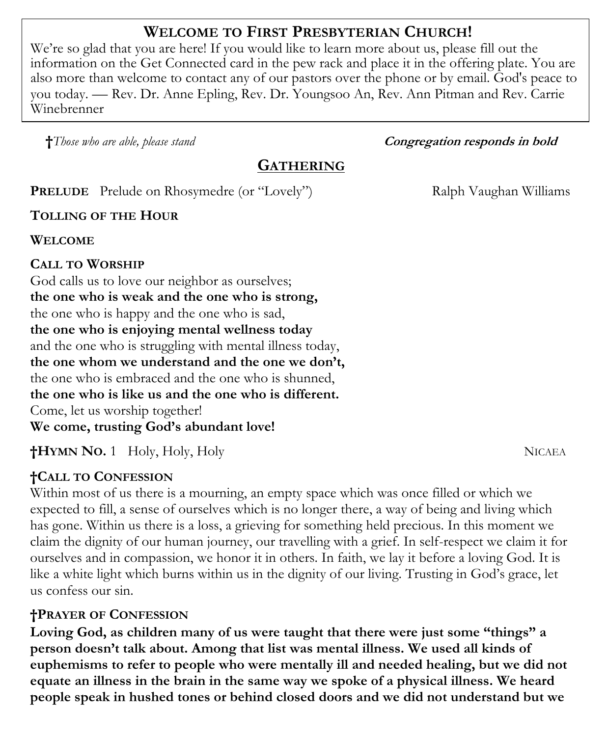## Welcome to First Presbyterian Church!

We're so glad that you are here! If you would like to learn more about us, please fill out the information on the Get Connected card in the pew rack and place it in the offering plate. You are also more than welcome to contact any of our pastors over the phone or by email. God's peace to you today. — Rev. Dr. Anne Epling, Rev. Dr. Youngsoo An, Rev. Ann Pitman and Rev. Carrie Winebrenner

†*Those who are able, please stand* **Congregation responds in bold**

## Gathering

**Prelude** Prelude on Rhosymedre (or "Lovely") Ralph Vaughan Williams

**Tolling of the Hour**

**Welcome**

**Call to Worship**

God calls us to love our neighbor as ourselves;
**the one who is weak and the one who is strong,**
the one who is happy and the one who is sad,
**the one who is enjoying mental wellness today**
and the one who is struggling with mental illness today,
**the one whom we understand and the one we don't,**
the one who is embraced and the one who is shunned,
**the one who is like us and the one who is different.**
Come, let us worship together!
**We come, trusting God's abundant love!**

**†Hymn No.** 1 Holy, Holy, Holy NICAEA

**†Call to Confession**

Within most of us there is a mourning, an empty space which was once filled or which we expected to fill, a sense of ourselves which is no longer there, a way of being and living which has gone. Within us there is a loss, a grieving for something held precious. In this moment we claim the dignity of our human journey, our travelling with a grief. In self-respect we claim it for ourselves and in compassion, we honor it in others. In faith, we lay it before a loving God. It is like a white light which burns within us in the dignity of our living. Trusting in God's grace, let us confess our sin.

**†Prayer of Confession**

**Loving God, as children many of us were taught that there were just some "things" a person doesn't talk about. Among that list was mental illness. We used all kinds of euphemisms to refer to people who were mentally ill and needed healing, but we did not equate an illness in the brain in the same way we spoke of a physical illness. We heard people speak in hushed tones or behind closed doors and we did not understand but we**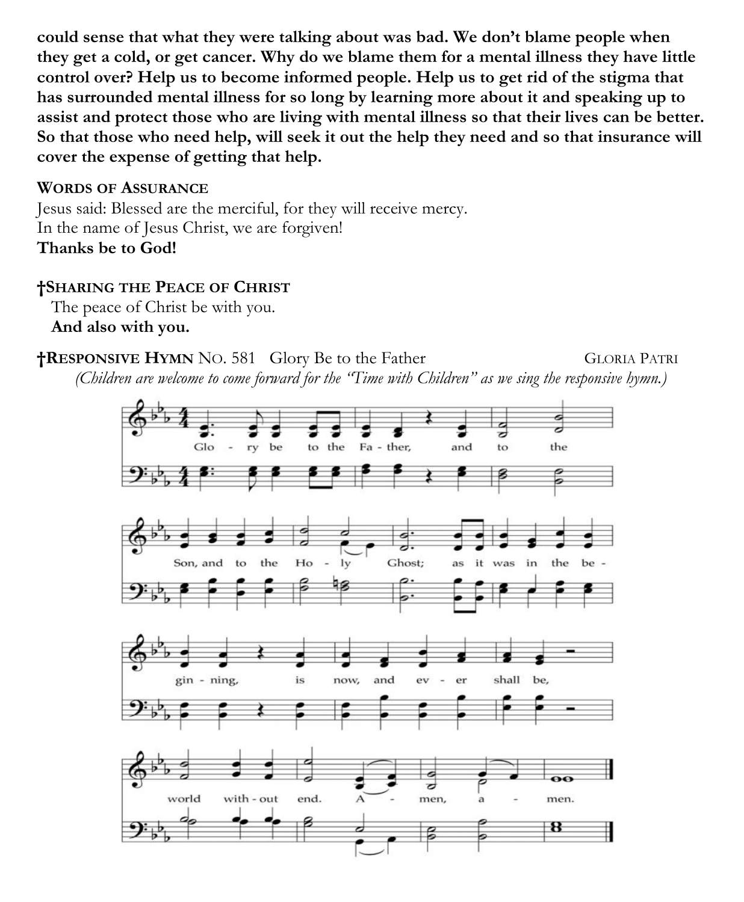**could sense that what they were talking about was bad. We don't blame people when they get a cold, or get cancer. Why do we blame them for a mental illness they have little control over? Help us to become informed people. Help us to get rid of the stigma that has surrounded mental illness for so long by learning more about it and speaking up to assist and protect those who are living with mental illness so that their lives can be better. So that those who need help, will seek it out the help they need and so that insurance will cover the expense of getting that help.**

**WORDS OF ASSURANCE**

Jesus said: Blessed are the merciful, for they will receive mercy.
In the name of Jesus Christ, we are forgiven!
**Thanks be to God!**

**†SHARING THE PEACE OF CHRIST**

The peace of Christ be with you.
**And also with you.**

**†RESPONSIVE HYMN** NO. 581 Glory Be to the Father GLORIA PATRI

*(Children are welcome to come forward for the "Time with Children" as we sing the responsive hymn.)*

Glory be to the Father, and to the Son, and to the Holy Ghost; as it was in the beginning, is now, and ever shall be, world without end. Amen, amen.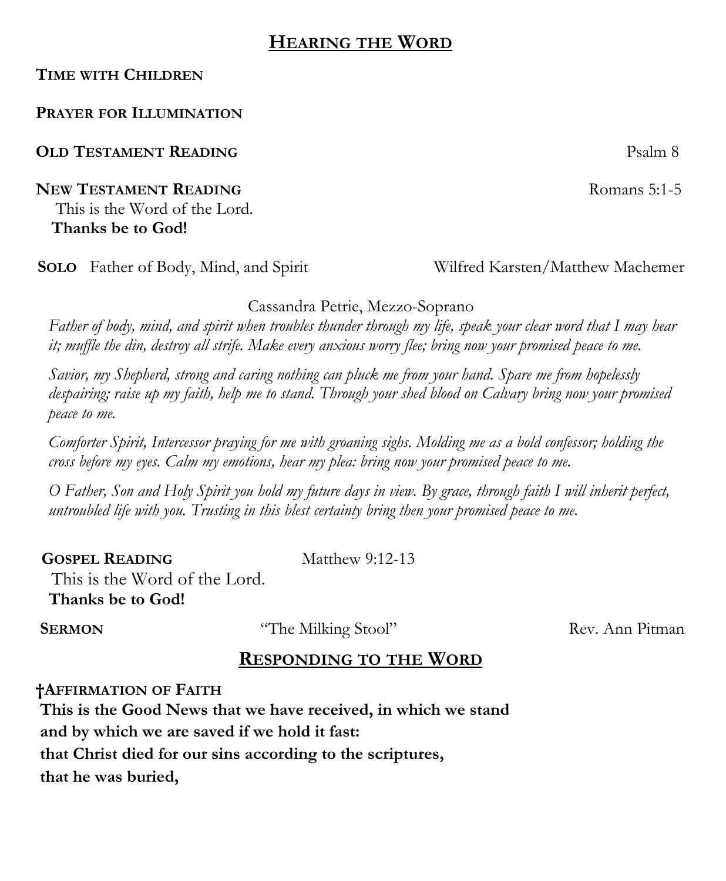## Hearing the Word

**Time with Children**

**Prayer for Illumination**

**Old Testament Reading** Psalm 8

**New Testament Reading** Romans 5:1-5

This is the Word of the Lord.
**Thanks be to God!**

**Solo** Father of Body, Mind, and Spirit Wilfred Karsten/Matthew Machemer

Cassandra Petrie, Mezzo-Soprano

*Father of body, mind, and spirit when troubles thunder through my life, speak your clear word that I may hear it; muffle the din, destroy all strife. Make every anxious worry flee; bring now your promised peace to me.*

*Savior, my Shepherd, strong and caring nothing can pluck me from your hand. Spare me from hopelessly despairing; raise up my faith, help me to stand. Through your shed blood on Calvary bring now your promised peace to me.*

*Comforter Spirit, Intercessor praying for me with groaning sighs. Molding me as a bold confessor; holding the cross before my eyes. Calm my emotions, hear my plea: bring now your promised peace to me.*

*O Father, Son and Holy Spirit you hold my future days in view. By grace, through faith I will inherit perfect, untroubled life with you. Trusting in this blest certainty bring then your promised peace to me.*

**Gospel Reading** Matthew 9:12-13

This is the Word of the Lord.
**Thanks be to God!**

**Sermon** "The Milking Stool" Rev. Ann Pitman

## Responding to the Word

**†Affirmation of Faith**

**This is the Good News that we have received, in which we stand**
**and by which we are saved if we hold it fast:**
**that Christ died for our sins according to the scriptures,**
**that he was buried,**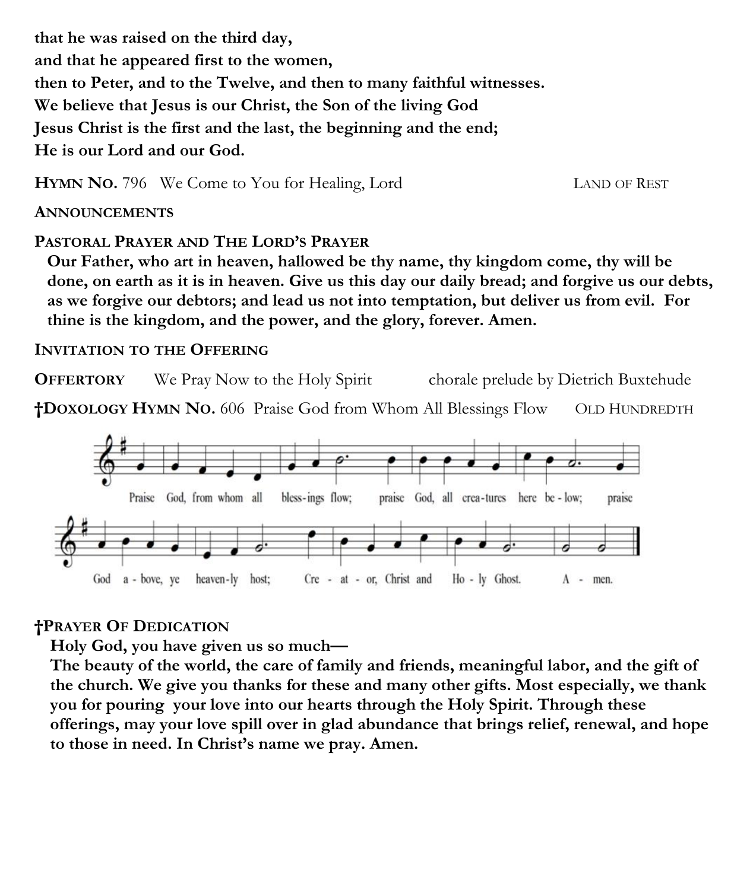**that he was raised on the third day,**
**and that he appeared first to the women,**
**then to Peter, and to the Twelve, and then to many faithful witnesses.**
**We believe that Jesus is our Christ, the Son of the living God**
**Jesus Christ is the first and the last, the beginning and the end;**
**He is our Lord and our God.**

**HYMN NO.** 796 We Come to You for Healing, Lord LAND OF REST

**ANNOUNCEMENTS**

**PASTORAL PRAYER AND THE LORD'S PRAYER**

**Our Father, who art in heaven, hallowed be thy name, thy kingdom come, thy will be done, on earth as it is in heaven. Give us this day our daily bread; and forgive us our debts, as we forgive our debtors; and lead us not into temptation, but deliver us from evil. For thine is the kingdom, and the power, and the glory, forever. Amen.**

**INVITATION TO THE OFFERING**

**OFFERTORY** We Pray Now to the Holy Spirit chorale prelude by Dietrich Buxtehude

**†DOXOLOGY HYMN NO.** 606 Praise God from Whom All Blessings Flow OLD HUNDREDTH

Praise God, from whom all bless-ings flow; praise God, all crea-tures here be-low; praise God a-bove, ye heaven-ly host; Cre-at-or, Christ and Ho-ly Ghost. A-men.

**†PRAYER OF DEDICATION**

**Holy God, you have given us so much—**
**The beauty of the world, the care of family and friends, meaningful labor, and the gift of the church. We give you thanks for these and many other gifts. Most especially, we thank you for pouring your love into our hearts through the Holy Spirit. Through these offerings, may your love spill over in glad abundance that brings relief, renewal, and hope to those in need. In Christ's name we pray. Amen.**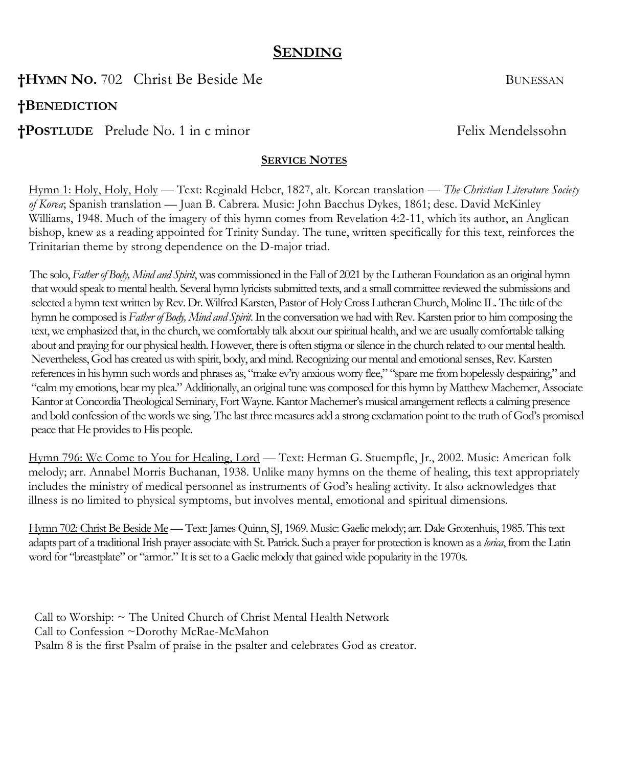## SENDING

**†HYMN NO.** 702 Christ Be Beside Me BUNESSAN

**†BENEDICTION**

**†POSTLUDE** Prelude No. 1 in c minor Felix Mendelssohn

### SERVICE NOTES

Hymn 1: Holy, Holy, Holy — Text: Reginald Heber, 1827, alt. Korean translation — *The Christian Literature Society of Korea*; Spanish translation — Juan B. Cabrera. Music: John Bacchus Dykes, 1861; desc. David McKinley Williams, 1948. Much of the imagery of this hymn comes from Revelation 4:2-11, which its author, an Anglican bishop, knew as a reading appointed for Trinity Sunday. The tune, written specifically for this text, reinforces the Trinitarian theme by strong dependence on the D-major triad.

The solo, *Father of Body, Mind and Spirit*, was commissioned in the Fall of 2021 by the Lutheran Foundation as an original hymn that would speak to mental health. Several hymn lyricists submitted texts, and a small committee reviewed the submissions and selected a hymn text written by Rev. Dr. Wilfred Karsten, Pastor of Holy Cross Lutheran Church, Moline IL. The title of the hymn he composed is *Father of Body, Mind and Spirit*. In the conversation we had with Rev. Karsten prior to him composing the text, we emphasized that, in the church, we comfortably talk about our spiritual health, and we are usually comfortable talking about and praying for our physical health. However, there is often stigma or silence in the church related to our mental health. Nevertheless, God has created us with spirit, body, and mind. Recognizing our mental and emotional senses, Rev. Karsten references in his hymn such words and phrases as, "make ev'ry anxious worry flee," "spare me from hopelessly despairing," and "calm my emotions, hear my plea." Additionally, an original tune was composed for this hymn by Matthew Machemer, Associate Kantor at Concordia Theological Seminary, Fort Wayne. Kantor Machemer's musical arrangement reflects a calming presence and bold confession of the words we sing. The last three measures add a strong exclamation point to the truth of God's promised peace that He provides to His people.

Hymn 796: We Come to You for Healing, Lord — Text: Herman G. Stuempfle, Jr., 2002. Music: American folk melody; arr. Annabel Morris Buchanan, 1938. Unlike many hymns on the theme of healing, this text appropriately includes the ministry of medical personnel as instruments of God's healing activity. It also acknowledges that illness is no limited to physical symptoms, but involves mental, emotional and spiritual dimensions.

Hymn 702: Christ Be Beside Me — Text: James Quinn, SJ, 1969. Music: Gaelic melody; arr. Dale Grotenhuis, 1985. This text adapts part of a traditional Irish prayer associate with St. Patrick. Such a prayer for protection is known as a *lorica*, from the Latin word for "breastplate" or "armor." It is set to a Gaelic melody that gained wide popularity in the 1970s.

Call to Worship: ~ The United Church of Christ Mental Health Network
Call to Confession ~Dorothy McRae-McMahon
Psalm 8 is the first Psalm of praise in the psalter and celebrates God as creator.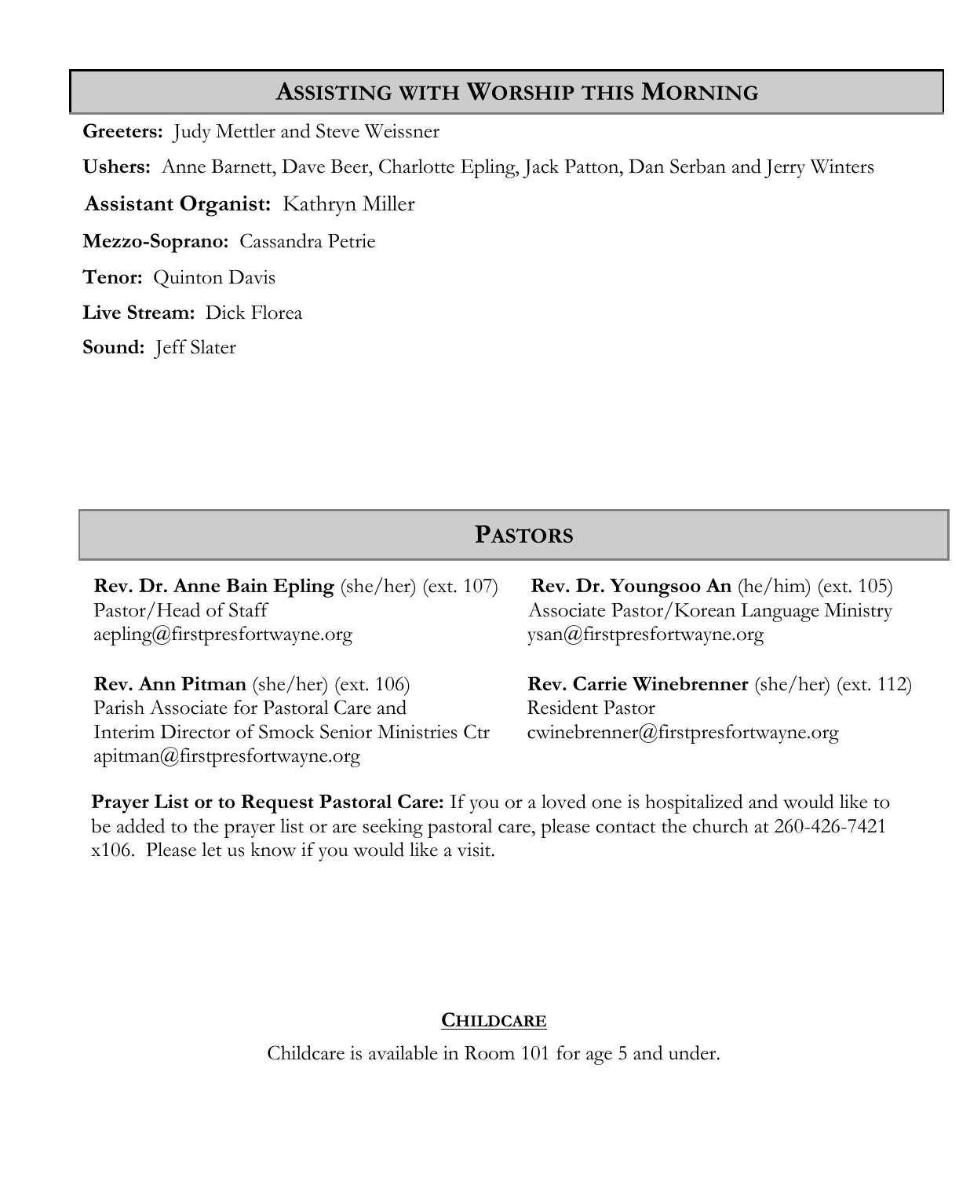## Assisting with Worship this Morning

**Greeters:** Judy Mettler and Steve Weissner

**Ushers:** Anne Barnett, Dave Beer, Charlotte Epling, Jack Patton, Dan Serban and Jerry Winters

**Assistant Organist:** Kathryn Miller

**Mezzo-Soprano:** Cassandra Petrie

**Tenor:** Quinton Davis

**Live Stream:** Dick Florea

**Sound:** Jeff Slater

## Pastors

**Rev. Dr. Anne Bain Epling** (she/her) (ext. 107)
Pastor/Head of Staff
aepling@firstpresfortwayne.org

**Rev. Ann Pitman** (she/her) (ext. 106)
Parish Associate for Pastoral Care and
Interim Director of Smock Senior Ministries Ctr
apitman@firstpresfortwayne.org

**Rev. Dr. Youngsoo An** (he/him) (ext. 105)
Associate Pastor/Korean Language Ministry
ysan@firstpresfortwayne.org

**Rev. Carrie Winebrenner** (she/her) (ext. 112)
Resident Pastor
cwinebrenner@firstpresfortwayne.org

**Prayer List or to Request Pastoral Care:** If you or a loved one is hospitalized and would like to be added to the prayer list or are seeking pastoral care, please contact the church at 260-426-7421 x106. Please let us know if you would like a visit.

### Childcare

Childcare is available in Room 101 for age 5 and under.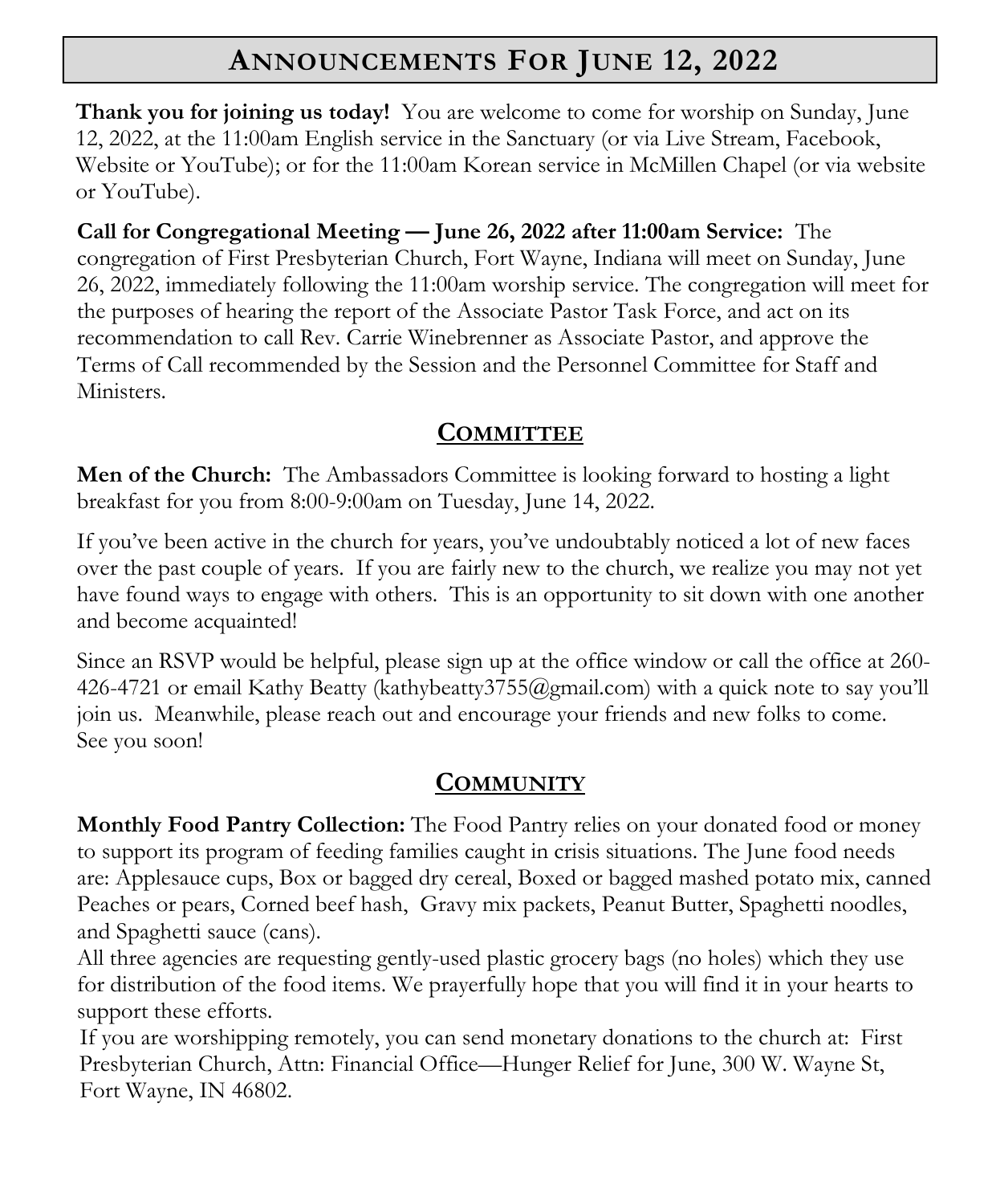# Announcements For June 12, 2022

**Thank you for joining us today!** You are welcome to come for worship on Sunday, June 12, 2022, at the 11:00am English service in the Sanctuary (or via Live Stream, Facebook, Website or YouTube); or for the 11:00am Korean service in McMillen Chapel (or via website or YouTube).

**Call for Congregational Meeting — June 26, 2022 after 11:00am Service:** The congregation of First Presbyterian Church, Fort Wayne, Indiana will meet on Sunday, June 26, 2022, immediately following the 11:00am worship service. The congregation will meet for the purposes of hearing the report of the Associate Pastor Task Force, and act on its recommendation to call Rev. Carrie Winebrenner as Associate Pastor, and approve the Terms of Call recommended by the Session and the Personnel Committee for Staff and Ministers.

## Committee

**Men of the Church:** The Ambassadors Committee is looking forward to hosting a light breakfast for you from 8:00-9:00am on Tuesday, June 14, 2022.

If you've been active in the church for years, you've undoubtably noticed a lot of new faces over the past couple of years. If you are fairly new to the church, we realize you may not yet have found ways to engage with others. This is an opportunity to sit down with one another and become acquainted!

Since an RSVP would be helpful, please sign up at the office window or call the office at 260-426-4721 or email Kathy Beatty (kathybeatty3755@gmail.com) with a quick note to say you'll join us. Meanwhile, please reach out and encourage your friends and new folks to come. See you soon!

## Community

**Monthly Food Pantry Collection:** The Food Pantry relies on your donated food or money to support its program of feeding families caught in crisis situations. The June food needs are: Applesauce cups, Box or bagged dry cereal, Boxed or bagged mashed potato mix, canned Peaches or pears, Corned beef hash, Gravy mix packets, Peanut Butter, Spaghetti noodles, and Spaghetti sauce (cans).

All three agencies are requesting gently-used plastic grocery bags (no holes) which they use for distribution of the food items. We prayerfully hope that you will find it in your hearts to support these efforts.

If you are worshipping remotely, you can send monetary donations to the church at: First Presbyterian Church, Attn: Financial Office—Hunger Relief for June, 300 W. Wayne St, Fort Wayne, IN 46802.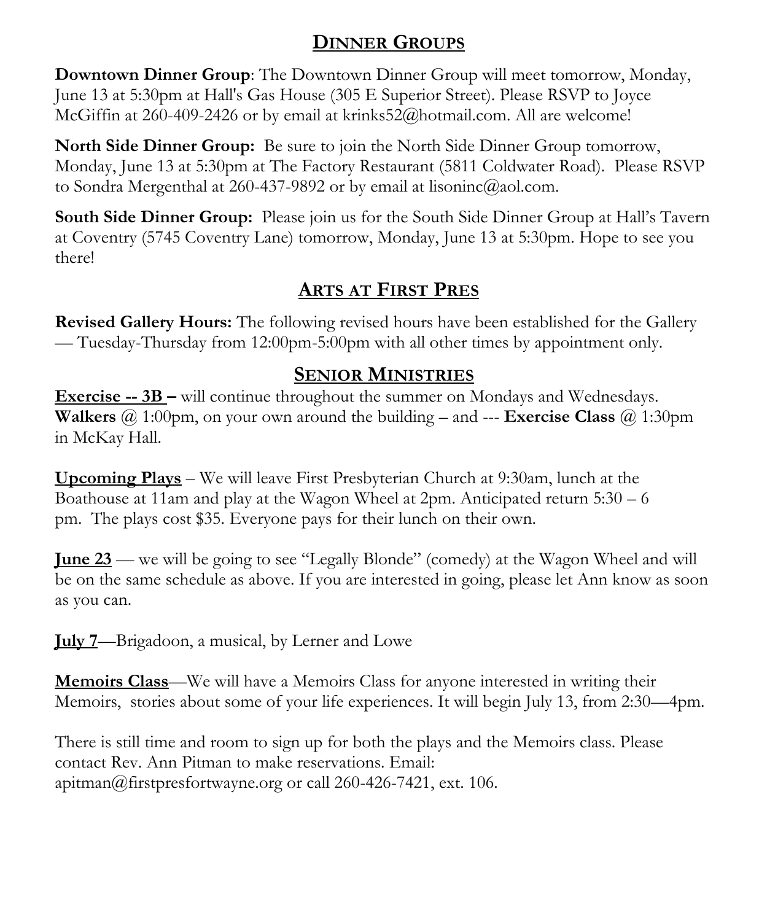## DINNER GROUPS

**Downtown Dinner Group**: The Downtown Dinner Group will meet tomorrow, Monday, June 13 at 5:30pm at Hall's Gas House (305 E Superior Street). Please RSVP to Joyce McGiffin at 260-409-2426 or by email at krinks52@hotmail.com. All are welcome!

**North Side Dinner Group:** Be sure to join the North Side Dinner Group tomorrow, Monday, June 13 at 5:30pm at The Factory Restaurant (5811 Coldwater Road). Please RSVP to Sondra Mergenthal at 260-437-9892 or by email at lisoninc@aol.com.

**South Side Dinner Group:** Please join us for the South Side Dinner Group at Hall's Tavern at Coventry (5745 Coventry Lane) tomorrow, Monday, June 13 at 5:30pm. Hope to see you there!

## ARTS AT FIRST PRES

**Revised Gallery Hours:** The following revised hours have been established for the Gallery — Tuesday-Thursday from 12:00pm-5:00pm with all other times by appointment only.

## SENIOR MINISTRIES

**Exercise -- 3B –** will continue throughout the summer on Mondays and Wednesdays. **Walkers** @ 1:00pm, on your own around the building – and --- **Exercise Class** @ 1:30pm in McKay Hall.

**Upcoming Plays** – We will leave First Presbyterian Church at 9:30am, lunch at the Boathouse at 11am and play at the Wagon Wheel at 2pm. Anticipated return 5:30 – 6 pm. The plays cost $35. Everyone pays for their lunch on their own.

**June 23** — we will be going to see "Legally Blonde" (comedy) at the Wagon Wheel and will be on the same schedule as above. If you are interested in going, please let Ann know as soon as you can.

**July 7**—Brigadoon, a musical, by Lerner and Lowe

**Memoirs Class**—We will have a Memoirs Class for anyone interested in writing their Memoirs, stories about some of your life experiences. It will begin July 13, from 2:30—4pm.

There is still time and room to sign up for both the plays and the Memoirs class. Please contact Rev. Ann Pitman to make reservations. Email: apitman@firstpresfortwayne.org or call 260-426-7421, ext. 106.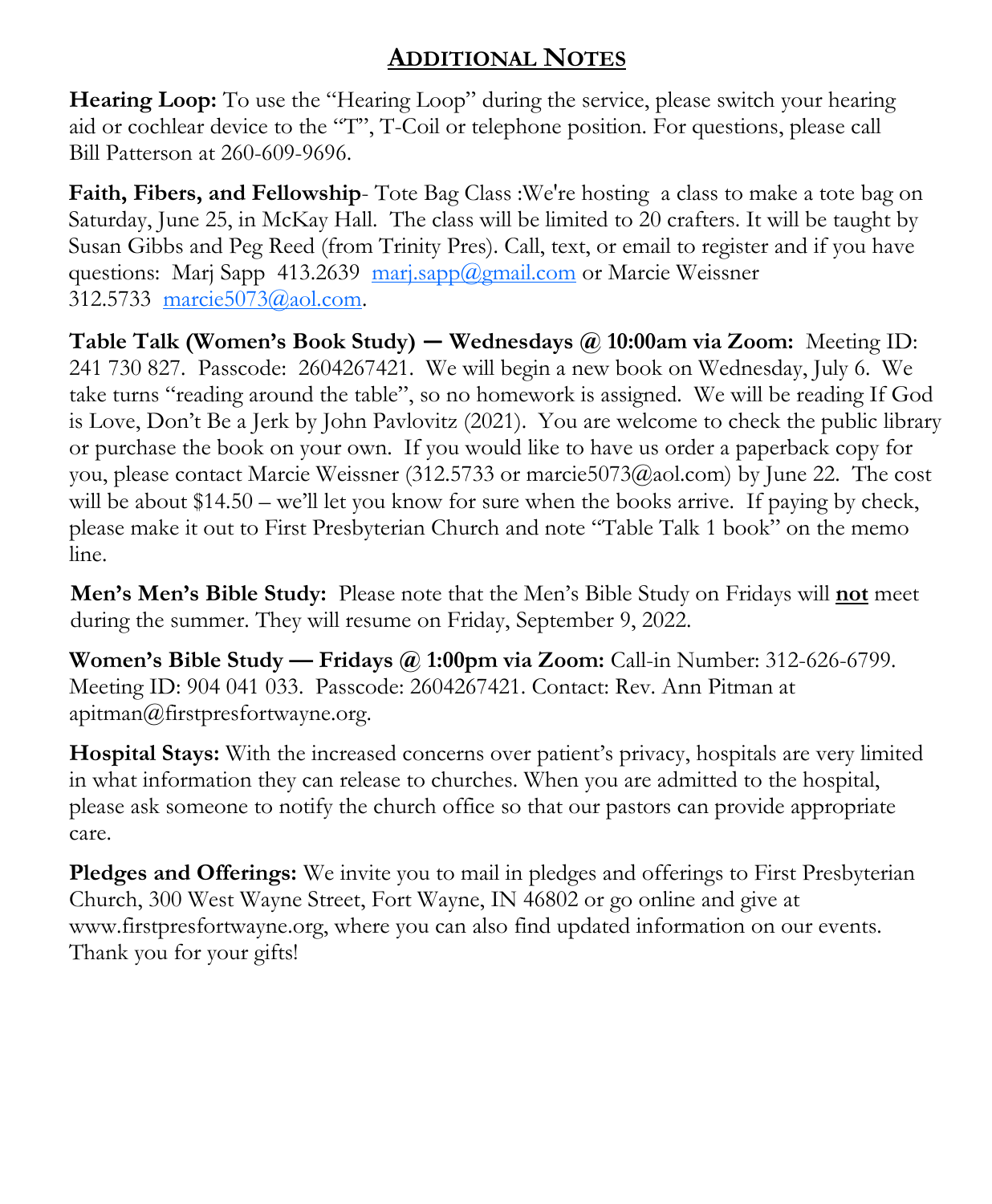## Additional Notes

**Hearing Loop:** To use the "Hearing Loop" during the service, please switch your hearing aid or cochlear device to the "T", T-Coil or telephone position. For questions, please call Bill Patterson at 260-609-9696.

**Faith, Fibers, and Fellowship**- Tote Bag Class :We're hosting a class to make a tote bag on Saturday, June 25, in McKay Hall. The class will be limited to 20 crafters. It will be taught by Susan Gibbs and Peg Reed (from Trinity Pres). Call, text, or email to register and if you have questions: Marj Sapp 413.2639 marj.sapp@gmail.com or Marcie Weissner 312.5733 marcie5073@aol.com.

**Table Talk (Women's Book Study) — Wednesdays @ 10:00am via Zoom:** Meeting ID: 241 730 827. Passcode: 2604267421. We will begin a new book on Wednesday, July 6. We take turns "reading around the table", so no homework is assigned. We will be reading If God is Love, Don't Be a Jerk by John Pavlovitz (2021). You are welcome to check the public library or purchase the book on your own. If you would like to have us order a paperback copy for you, please contact Marcie Weissner (312.5733 or marcie5073@aol.com) by June 22. The cost will be about $14.50 – we'll let you know for sure when the books arrive. If paying by check, please make it out to First Presbyterian Church and note "Table Talk 1 book" on the memo line.

**Men's Men's Bible Study:** Please note that the Men's Bible Study on Fridays will **not** meet during the summer. They will resume on Friday, September 9, 2022.

**Women's Bible Study — Fridays @ 1:00pm via Zoom:** Call-in Number: 312-626-6799. Meeting ID: 904 041 033. Passcode: 2604267421. Contact: Rev. Ann Pitman at apitman@firstpresfortwayne.org.

**Hospital Stays:** With the increased concerns over patient's privacy, hospitals are very limited in what information they can release to churches. When you are admitted to the hospital, please ask someone to notify the church office so that our pastors can provide appropriate care.

**Pledges and Offerings:** We invite you to mail in pledges and offerings to First Presbyterian Church, 300 West Wayne Street, Fort Wayne, IN 46802 or go online and give at www.firstpresfortwayne.org, where you can also find updated information on our events. Thank you for your gifts!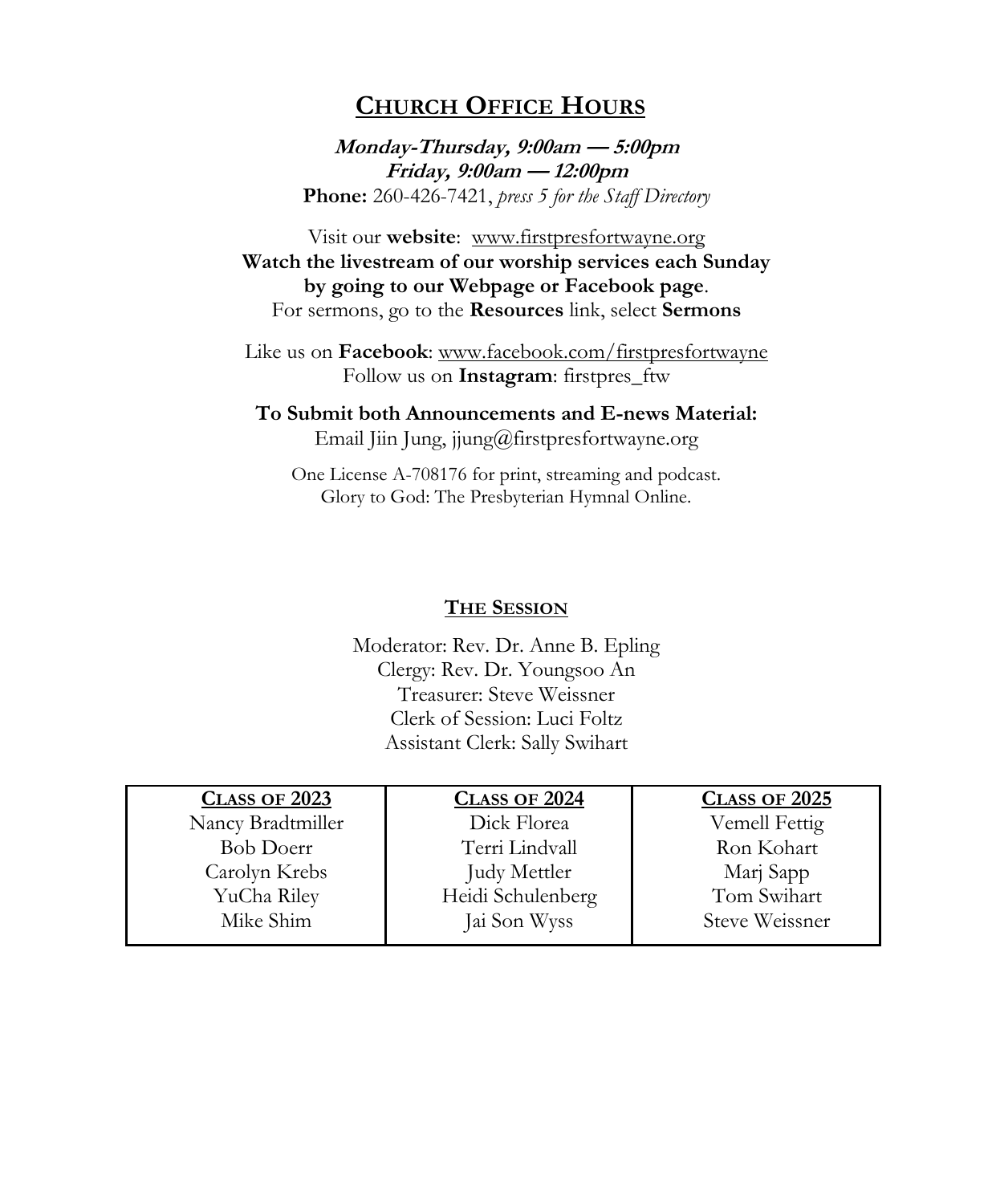## CHURCH OFFICE HOURS

***Monday-Thursday, 9:00am — 5:00pm***
***Friday, 9:00am — 12:00pm***
**Phone:** 260-426-7421, *press 5 for the Staff Directory*

Visit our **website**: www.firstpresfortwayne.org
**Watch the livestream of our worship services each Sunday by going to our Webpage or Facebook page**.
For sermons, go to the **Resources** link, select **Sermons**

Like us on **Facebook**: www.facebook.com/firstpresfortwayne
Follow us on **Instagram**: firstpres_ftw

**To Submit both Announcements and E-news Material:**
Email Jiin Jung, jjung@firstpresfortwayne.org

One License A-708176 for print, streaming and podcast.
Glory to God: The Presbyterian Hymnal Online.

### THE SESSION

Moderator: Rev. Dr. Anne B. Epling
Clergy: Rev. Dr. Youngsoo An
Treasurer: Steve Weissner
Clerk of Session: Luci Foltz
Assistant Clerk: Sally Swihart

| CLASS OF 2023 | CLASS OF 2024 | CLASS OF 2025 |
|---|---|---|
| Nancy Bradtmiller | Dick Florea | Vemell Fettig |
| Bob Doerr | Terri Lindvall | Ron Kohart |
| Carolyn Krebs | Judy Mettler | Marj Sapp |
| YuCha Riley | Heidi Schulenberg | Tom Swihart |
| Mike Shim | Jai Son Wyss | Steve Weissner |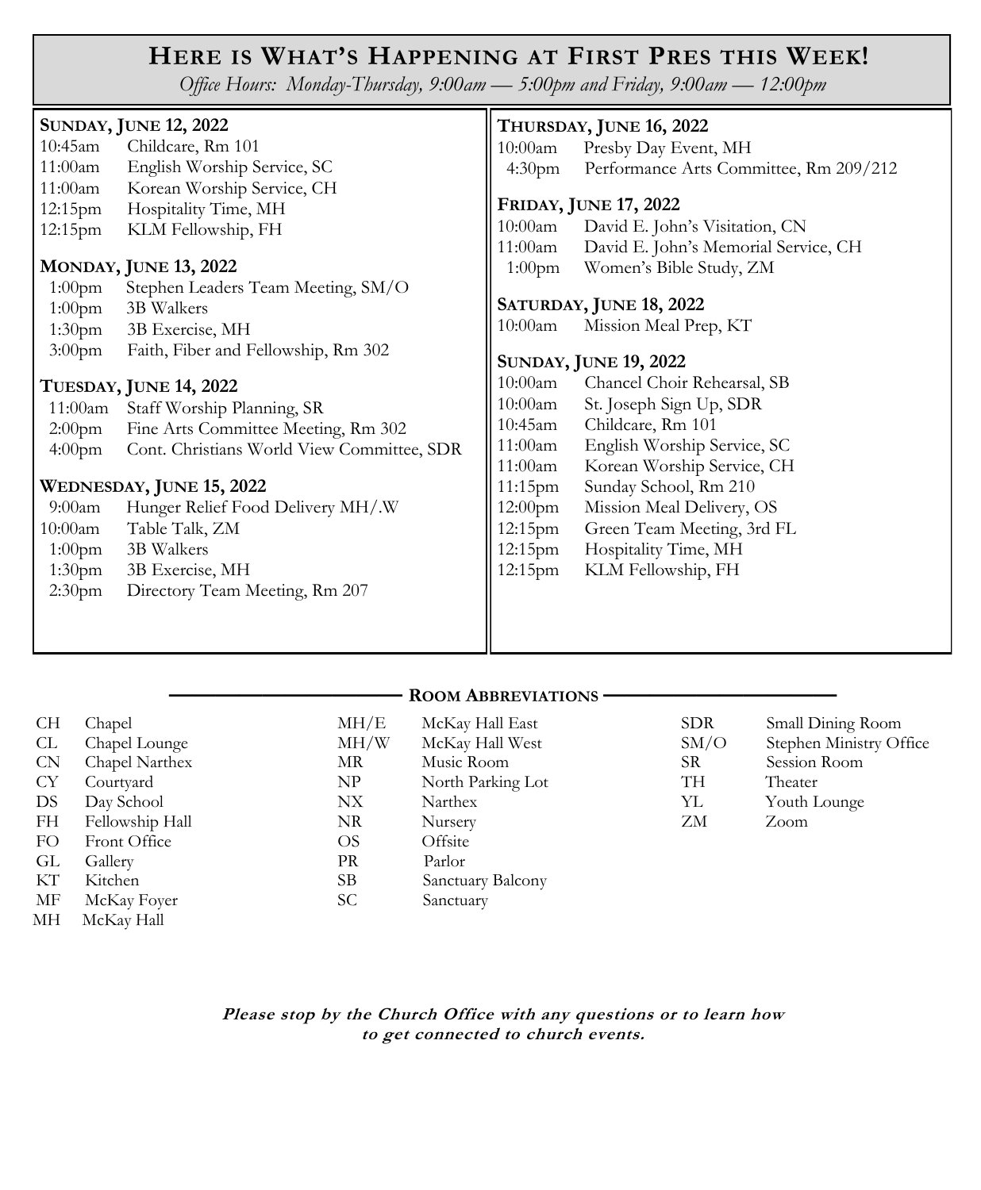# Here is What's Happening at First Pres this Week!

*Office Hours: Monday-Thursday, 9:00am — 5:00pm and Friday, 9:00am — 12:00pm*

## Sunday, June 12, 2022

| | |
|---|---|
| 10:45am | Childcare, Rm 101 |
| 11:00am | English Worship Service, SC |
| 11:00am | Korean Worship Service, CH |
| 12:15pm | Hospitality Time, MH |
| 12:15pm | KLM Fellowship, FH |

## Monday, June 13, 2022

| | |
|---|---|
| 1:00pm | Stephen Leaders Team Meeting, SM/O |
| 1:00pm | 3B Walkers |
| 1:30pm | 3B Exercise, MH |
| 3:00pm | Faith, Fiber and Fellowship, Rm 302 |

## Tuesday, June 14, 2022

| | |
|---|---|
| 11:00am | Staff Worship Planning, SR |
| 2:00pm | Fine Arts Committee Meeting, Rm 302 |
| 4:00pm | Cont. Christians World View Committee, SDR |

## Wednesday, June 15, 2022

| | |
|---|---|
| 9:00am | Hunger Relief Food Delivery MH/.W |
| 10:00am | Table Talk, ZM |
| 1:00pm | 3B Walkers |
| 1:30pm | 3B Exercise, MH |
| 2:30pm | Directory Team Meeting, Rm 207 |

## Thursday, June 16, 2022

| | |
|---|---|
| 10:00am | Presby Day Event, MH |
| 4:30pm | Performance Arts Committee, Rm 209/212 |

## Friday, June 17, 2022

| | |
|---|---|
| 10:00am | David E. John's Visitation, CN |
| 11:00am | David E. John's Memorial Service, CH |
| 1:00pm | Women's Bible Study, ZM |

## Saturday, June 18, 2022

| | |
|---|---|
| 10:00am | Mission Meal Prep, KT |

## Sunday, June 19, 2022

| | |
|---|---|
| 10:00am | Chancel Choir Rehearsal, SB |
| 10:00am | St. Joseph Sign Up, SDR |
| 10:45am | Childcare, Rm 101 |
| 11:00am | English Worship Service, SC |
| 11:00am | Korean Worship Service, CH |
| 11:15pm | Sunday School, Rm 210 |
| 12:00pm | Mission Meal Delivery, OS |
| 12:15pm | Green Team Meeting, 3rd FL |
| 12:15pm | Hospitality Time, MH |
| 12:15pm | KLM Fellowship, FH |

## Room Abbreviations

| | | | | | |
|---|---|---|---|---|---|
| CH | Chapel | MH/E | McKay Hall East | SDR | Small Dining Room |
| CL | Chapel Lounge | MH/W | McKay Hall West | SM/O | Stephen Ministry Office |
| CN | Chapel Narthex | MR | Music Room | SR | Session Room |
| CY | Courtyard | NP | North Parking Lot | TH | Theater |
| DS | Day School | NX | Narthex | YL | Youth Lounge |
| FH | Fellowship Hall | NR | Nursery | ZM | Zoom |
| FO | Front Office | OS | Offsite | | |
| GL | Gallery | PR | Parlor | | |
| KT | Kitchen | SB | Sanctuary Balcony | | |
| MF | McKay Foyer | SC | Sanctuary | | |
| MH | McKay Hall | | | | |

***Please stop by the Church Office with any questions or to learn how to get connected to church events.***